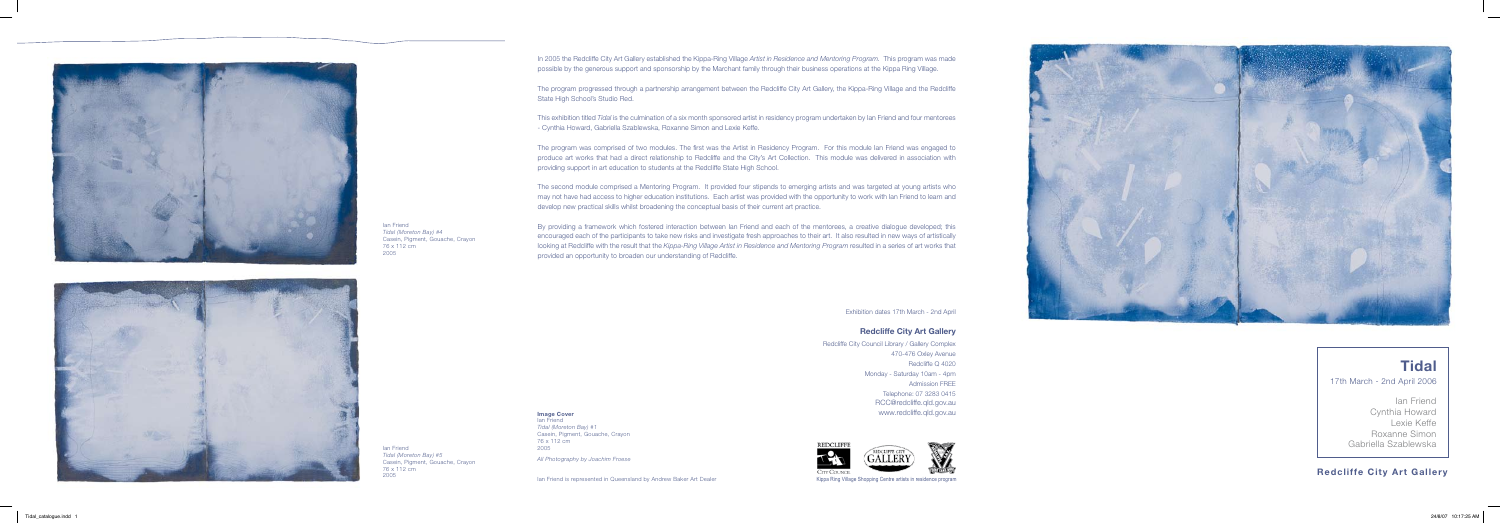Ian Friend
*Tidal (Moreton Bay) #4*
Casein, Pigment, Gouache, Crayon
76 x 112 cm
2005

Ian Friend
*Tidal (Moreton Bay) #5*
Casein, Pigment, Gouache, Crayon
76 x 112 cm
2005

In 2005 the Redcliffe City Art Gallery established the Kippa-Ring Village *Artist in Residence and Mentoring Program*. This program was made possible by the generous support and sponsorship by the Marchant family through their business operations at the Kippa Ring Village.

The program progressed through a partnership arrangement between the Redcliffe City Art Gallery, the Kippa-Ring Village and the Redcliffe State High School's Studio Red.

This exhibition titled *Tidal* is the culmination of a six month sponsored artist in residency program undertaken by Ian Friend and four mentorees - Cynthia Howard, Gabriella Szablewska, Roxanne Simon and Lexie Keffe.

The program was comprised of two modules. The first was the Artist in Residency Program. For this module Ian Friend was engaged to produce art works that had a direct relationship to Redcliffe and the City's Art Collection. This module was delivered in association with providing support in art education to students at the Redcliffe State High School.

The second module comprised a Mentoring Program. It provided four stipends to emerging artists and was targeted at young artists who may not have had access to higher education institutions. Each artist was provided with the opportunity to work with Ian Friend to learn and develop new practical skills whilst broadening the conceptual basis of their current art practice.

By providing a framework which fostered interaction between Ian Friend and each of the mentorees, a creative dialogue developed; this encouraged each of the participants to take new risks and investigate fresh approaches to their art. It also resulted in new ways of artistically looking at Redcliffe with the result that the *Kippa-Ring Village Artist in Residence and Mentoring Program* resulted in a series of art works that provided an opportunity to broaden our understanding of Redcliffe.

Exhibition dates 17th March - 2nd April

**Redcliffe City Art Gallery**

Redcliffe City Council Library / Gallery Complex
470-476 Oxley Avenue
Redcliffe Q 4020
Monday - Saturday 10am - 4pm
Admission FREE
Telephone: 07 3283 0415
RCC@redcliffe.qld.gov.au
www.redcliffe.qld.gov.au

**Image Cover**
Ian Friend
*Tidal (Moreton Bay) #1*
Casein, Pigment, Gouache, Crayon
76 x 112 cm
2005

*All Photography by Joachim Froese*

Ian Friend is represented in Queensland by Andrew Baker Art Dealer

Kippa Ring Village Shopping Centre artists in residence program

# Tidal

17th March - 2nd April 2006

Ian Friend
Cynthia Howard
Lexie Keffe
Roxanne Simon
Gabriella Szablewska

**Redcliffe City Art Gallery**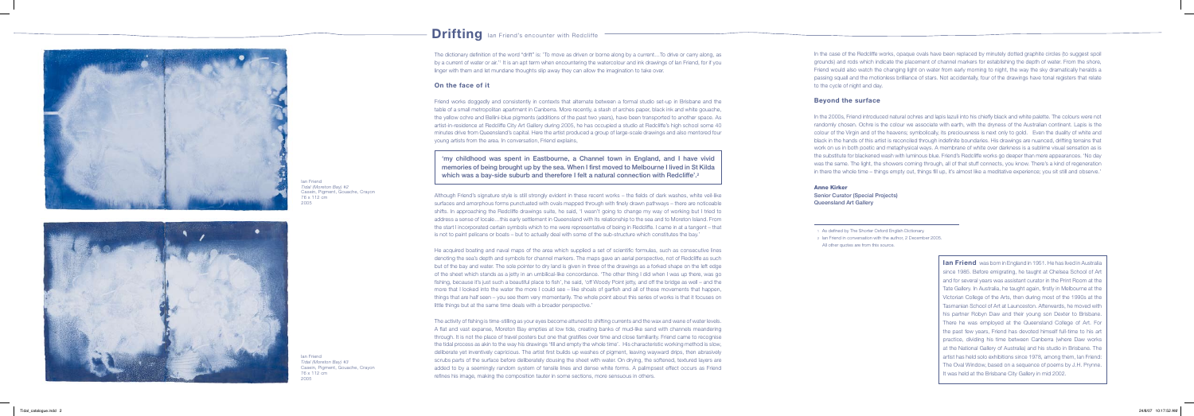# Drifting Ian Friend's encounter with Redcliffe

Ian Friend
*Tidal (Moreton Bay) #2*
Casein, Pigment, Gouache, Crayon
76 x 112 cm
2005

Ian Friend
*Tidal (Moreton Bay) #3*
Casein, Pigment, Gouache, Crayon
76 x 112 cm
2005

The dictionary definition of the word "drift" is: 'To move as driven or borne along by a current…To drive or carry along, as by a current of water or air.'[1] It is an apt term when encountering the watercolour and ink drawings of Ian Friend, for if you linger with them and let mundane thoughts slip away they can allow the imagination to take over.

## On the face of it

Friend works doggedly and consistently in contexts that alternate between a formal studio set-up in Brisbane and the table of a small metropolitan apartment in Canberra. More recently, a stash of arches paper, black ink and white gouache, the yellow ochre and Bellini-blue pigments (additions of the past two years), have been transported to another space. As artist-in-residence at Redcliffe City Art Gallery during 2005, he has occupied a studio at Redcliffe's high school some 40 minutes drive from Queensland's capital. Here the artist produced a group of large-scale drawings and also mentored four young artists from the area. In conversation, Friend explains,

**'my childhood was spent in Eastbourne, a Channel town in England, and I have vivid memories of being brought up by the sea. When I first moved to Melbourne I lived in St Kilda which was a bay-side suburb and therefore I felt a natural connection with Redcliffe'.[2]**

Although Friend's signature style is still strongly evident in these recent works – the fields of dark washes, white veil-like surfaces and amorphous forms punctuated with ovals mapped through with finely drawn pathways – there are noticeable shifts. In approaching the Redcliffe drawings suite, he said, 'I wasn't going to change my way of working but I tried to address a sense of locale…this early settlement in Queensland with its relationship to the sea and to Moreton Island. From the start I incorporated certain symbols which to me were representative of being in Redcliffe. I came in at a tangent – that is not to paint pelicans or boats – but to actually deal with some of the sub-structure which constitutes the bay.'

He acquired boating and naval maps of the area which supplied a set of scientific formulas, such as consecutive lines denoting the sea's depth and symbols for channel markers. The maps gave an aerial perspective, not of Redcliffe as such but of the bay and water. The sole pointer to dry land is given in three of the drawings as a forked shape on the left edge of the sheet which stands as a jetty in an umbilical-like concordance. 'The other thing I did when I was up there, was go fishing, because it's just such a beautiful place to fish', he said, 'off Woody Point jetty, and off the bridge as well – and the more that I looked into the water the more I could see – like shoals of garfish and all of those movements that happen, things that are half seen – you see them very momentarily. The whole point about this series of works is that it focuses on little things but at the same time deals with a broader perspective.'

The activity of fishing is time-stilling as your eyes become attuned to shifting currents and the wax and wane of water levels. A flat and vast expanse, Moreton Bay empties at low tide, creating banks of mud-like sand with channels meandering through. It is not the place of travel posters but one that gratifies over time and close familiarity. Friend came to recognise the tidal process as akin to the way his drawings 'fill and empty the whole time'. His characteristic working method is slow, deliberate yet inventively capricious. The artist first builds up washes of pigment, leaving wayward drips, then abrasively scrubs parts of the surface before deliberately dousing the sheet with water. On drying, the softened, textured layers are added to by a seemingly random system of tensile lines and dense white forms. A palimpsest effect occurs as Friend refines his image, making the composition tauter in some sections, more sensuous in others.

In the case of the Redcliffe works, opaque ovals have been replaced by minutely dotted graphite circles (to suggest spoil grounds) and rods which indicate the placement of channel markers for establishing the depth of water. From the shore, Friend would also watch the changing light on water from early morning to night, the way the sky dramatically heralds a passing squall and the motionless brilliance of stars. Not accidentally, four of the drawings have tonal registers that relate to the cycle of night and day.

## Beyond the surface

In the 2000s, Friend introduced natural ochres and lapis lazuli into his chiefly black and white palette. The colours were not randomly chosen. Ochre is the colour we associate with earth, with the dryness of the Australian continent. Lapis is the colour of the Virgin and of the heavens; symbolically, its preciousness is next only to gold. Even the duality of white and black in the hands of this artist is reconciled through indefinite boundaries. His drawings are nuanced, drifting terrains that work on us in both poetic and metaphysical ways. A membrane of white over darkness is a sublime visual sensation as is the substitute for blackened wash with luminous blue. Friend's Redcliffe works go deeper than mere appearances. 'No day was the same. The light, the showers coming through, all of that stuff connects, you know. There's a kind of regeneration in there the whole time – things empty out, things fill up, it's almost like a meditative experience; you sit still and observe.'

**Anne Kirker**
**Senior Curator (Special Projects)**
**Queensland Art Gallery**

1 As defined by The Shorter Oxford English Dictionary.
2 Ian Friend in conversation with the author, 2 December 2005. All other quotes are from this source.

**Ian Friend** was born in England in 1951. He has lived in Australia since 1985. Before emigrating, he taught at Chelsea School of Art and for several years was assistant curator in the Print Room at the Tate Gallery. In Australia, he taught again, firstly in Melbourne at the Victorian College of the Arts, then during most of the 1990s at the Tasmanian School of Art at Launceston. Afterwards, he moved with his partner Robyn Daw and their young son Dexter to Brisbane. There he was employed at the Queensland College of Art. For the past few years, Friend has devoted himself full-time to his art practice, dividing his time between Canberra (where Daw works at the National Gallery of Australia) and his studio in Brisbane. The artist has held solo exhibitions since 1978, among them, Ian Friend: The Oval Window, based on a sequence of poems by J.H. Prynne. It was held at the Brisbane City Gallery in mid 2002.